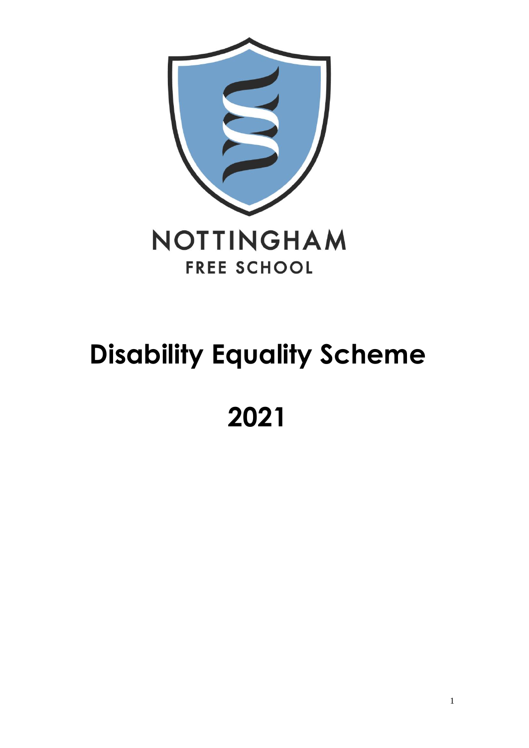NOTTINGHAM

FREE SCHOOL

# Disability Equality Scheme

# 2021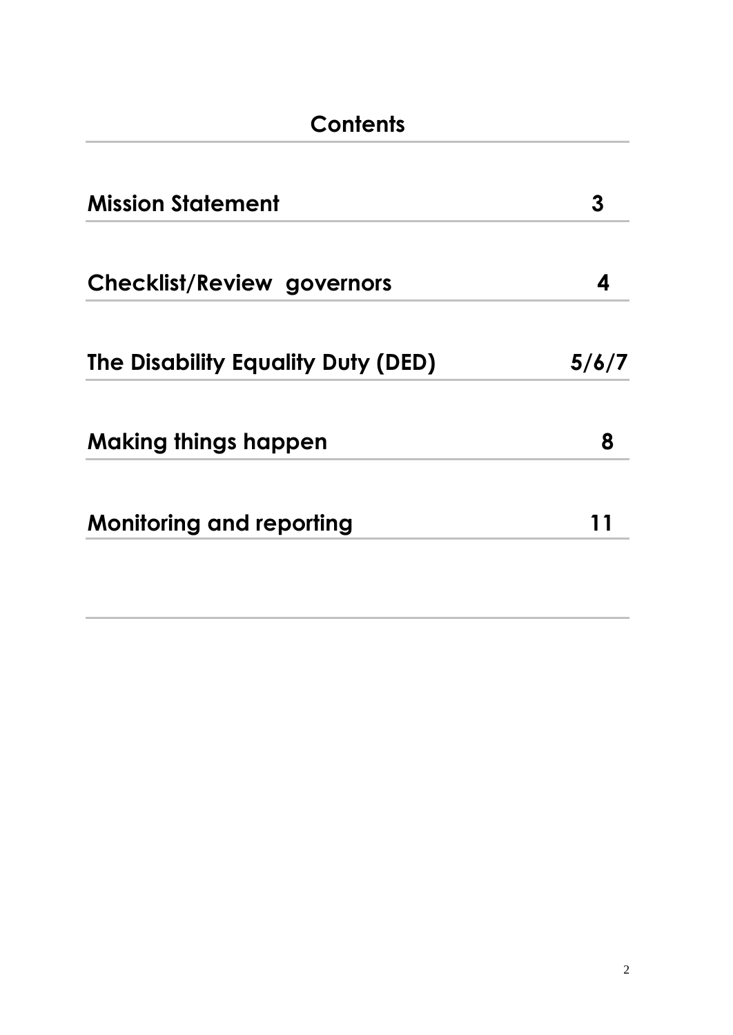# Contents

| | |
|---|---|
| **Mission Statement** | **3** |
| **Checklist/Review governors** | **4** |
| **The Disability Equality Duty (DED)** | **5/6/7** |
| **Making things happen** | **8** |
| **Monitoring and reporting** | **11** |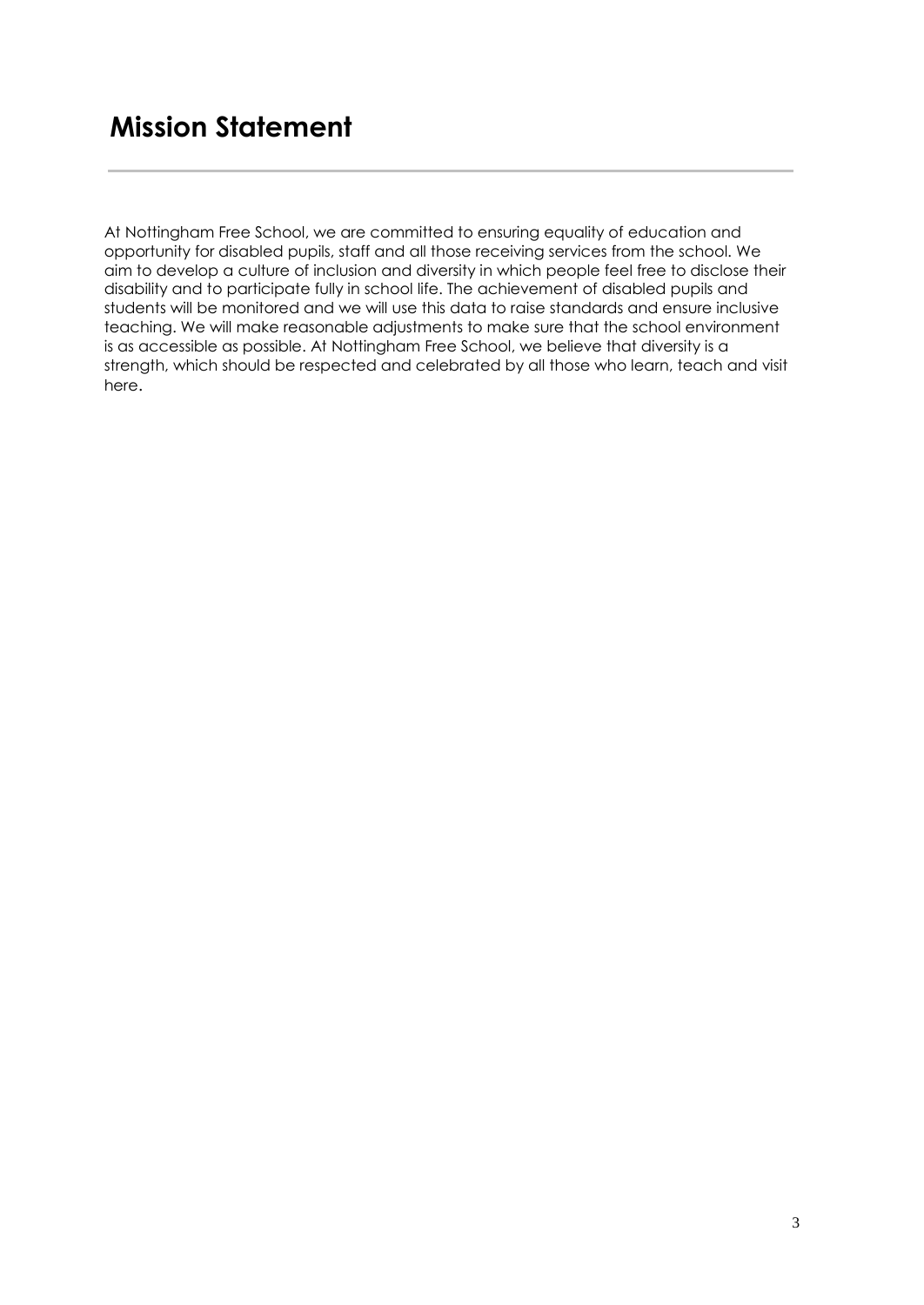# Mission Statement

At Nottingham Free School, we are committed to ensuring equality of education and opportunity for disabled pupils, staff and all those receiving services from the school. We aim to develop a culture of inclusion and diversity in which people feel free to disclose their disability and to participate fully in school life. The achievement of disabled pupils and students will be monitored and we will use this data to raise standards and ensure inclusive teaching. We will make reasonable adjustments to make sure that the school environment is as accessible as possible. At Nottingham Free School, we believe that diversity is a strength, which should be respected and celebrated by all those who learn, teach and visit here.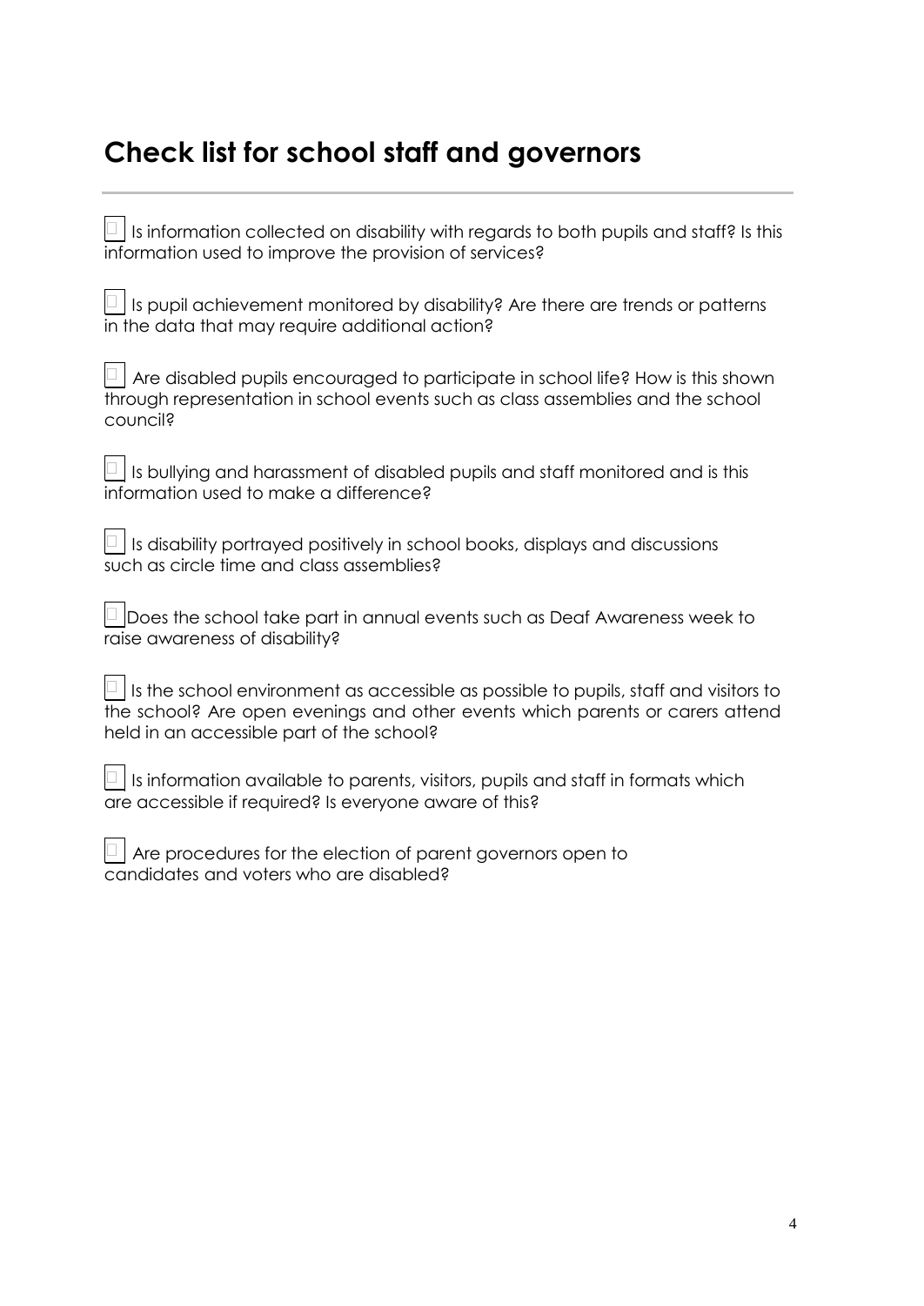## Check list for school staff and governors

- [ ] Is information collected on disability with regards to both pupils and staff? Is this information used to improve the provision of services?

- [ ] Is pupil achievement monitored by disability? Are there are trends or patterns in the data that may require additional action?

- [ ] Are disabled pupils encouraged to participate in school life? How is this shown through representation in school events such as class assemblies and the school council?

- [ ] Is bullying and harassment of disabled pupils and staff monitored and is this information used to make a difference?

- [ ] Is disability portrayed positively in school books, displays and discussions such as circle time and class assemblies?

- [ ] Does the school take part in annual events such as Deaf Awareness week to raise awareness of disability?

- [ ] Is the school environment as accessible as possible to pupils, staff and visitors to the school? Are open evenings and other events which parents or carers attend held in an accessible part of the school?

- [ ] Is information available to parents, visitors, pupils and staff in formats which are accessible if required? Is everyone aware of this?

- [ ] Are procedures for the election of parent governors open to candidates and voters who are disabled?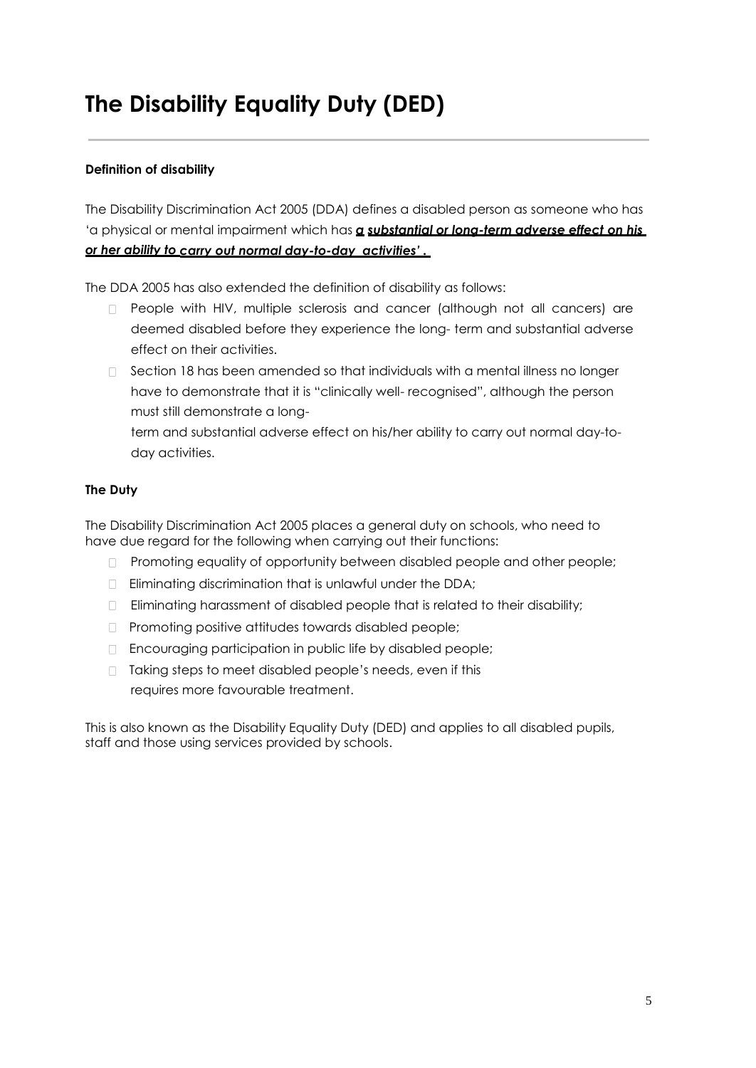# The Disability Equality Duty (DED)

**Definition of disability**

The Disability Discrimination Act 2005 (DDA) defines a disabled person as someone who has 'a physical or mental impairment which has ***a substantial or long-term adverse effect on his or her ability to carry out normal day-to-day activities'.***

The DDA 2005 has also extended the definition of disability as follows:

- People with HIV, multiple sclerosis and cancer (although not all cancers) are deemed disabled before they experience the long- term and substantial adverse effect on their activities.
- Section 18 has been amended so that individuals with a mental illness no longer have to demonstrate that it is "clinically well- recognised", although the person must still demonstrate a long-term and substantial adverse effect on his/her ability to carry out normal day-to-day activities.

**The Duty**

The Disability Discrimination Act 2005 places a general duty on schools, who need to have due regard for the following when carrying out their functions:

- Promoting equality of opportunity between disabled people and other people;
- Eliminating discrimination that is unlawful under the DDA;
- Eliminating harassment of disabled people that is related to their disability;
- Promoting positive attitudes towards disabled people;
- Encouraging participation in public life by disabled people;
- Taking steps to meet disabled people's needs, even if this requires more favourable treatment.

This is also known as the Disability Equality Duty (DED) and applies to all disabled pupils, staff and those using services provided by schools.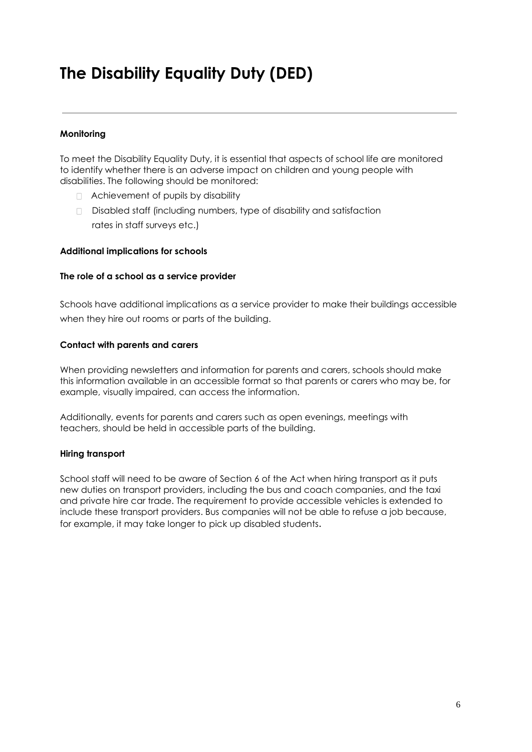# The Disability Equality Duty (DED)

**Monitoring**

To meet the Disability Equality Duty, it is essential that aspects of school life are monitored to identify whether there is an adverse impact on children and young people with disabilities. The following should be monitored:

- Achievement of pupils by disability
- Disabled staff (including numbers, type of disability and satisfaction rates in staff surveys etc.)

**Additional implications for schools**

**The role of a school as a service provider**

Schools have additional implications as a service provider to make their buildings accessible when they hire out rooms or parts of the building.

**Contact with parents and carers**

When providing newsletters and information for parents and carers, schools should make this information available in an accessible format so that parents or carers who may be, for example, visually impaired, can access the information.

Additionally, events for parents and carers such as open evenings, meetings with teachers, should be held in accessible parts of the building.

**Hiring transport**

School staff will need to be aware of Section 6 of the Act when hiring transport as it puts new duties on transport providers, including the bus and coach companies, and the taxi and private hire car trade. The requirement to provide accessible vehicles is extended to include these transport providers. Bus companies will not be able to refuse a job because, for example, it may take longer to pick up disabled students.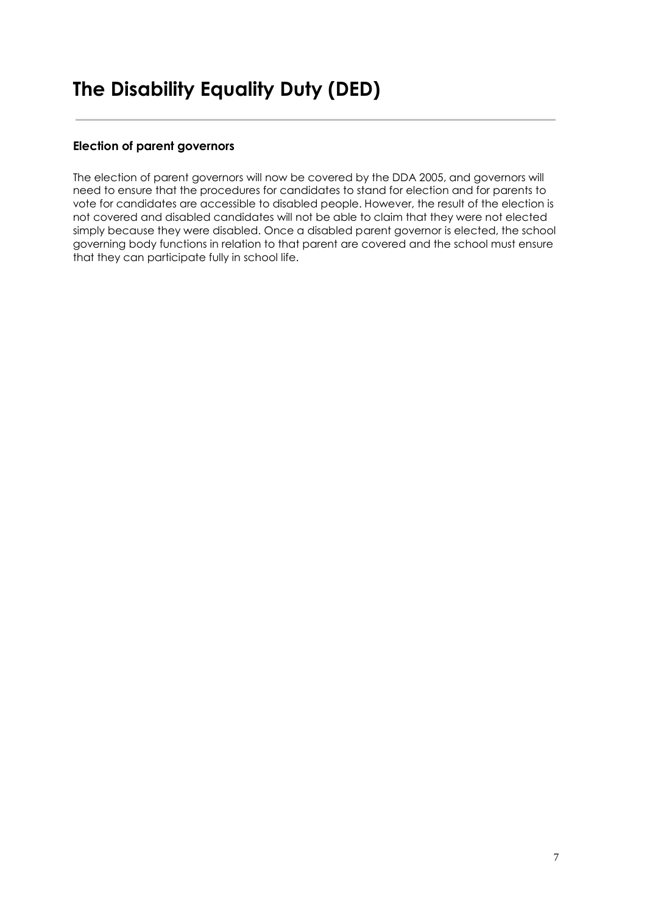# The Disability Equality Duty (DED)

### Election of parent governors

The election of parent governors will now be covered by the DDA 2005, and governors will need to ensure that the procedures for candidates to stand for election and for parents to vote for candidates are accessible to disabled people. However, the result of the election is not covered and disabled candidates will not be able to claim that they were not elected simply because they were disabled. Once a disabled parent governor is elected, the school governing body functions in relation to that parent are covered and the school must ensure that they can participate fully in school life.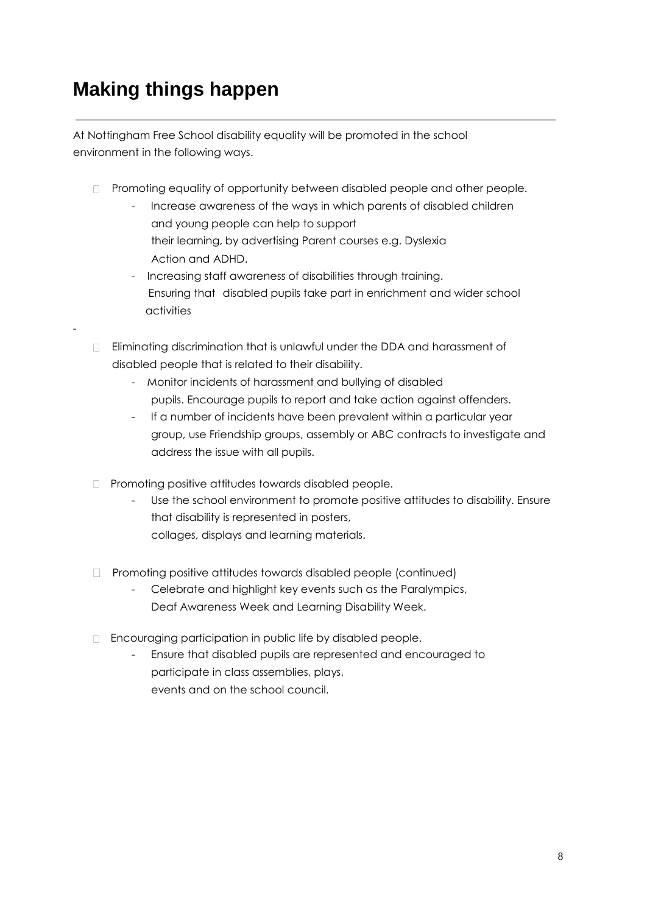# Making things happen

At Nottingham Free School disability equality will be promoted in the school environment in the following ways.

- Promoting equality of opportunity between disabled people and other people.
  - Increase awareness of the ways in which parents of disabled children and young people can help to support their learning, by advertising Parent courses e.g. Dyslexia Action and ADHD.
  - Increasing staff awareness of disabilities through training. Ensuring that disabled pupils take part in enrichment and wider school activities

- Eliminating discrimination that is unlawful under the DDA and harassment of disabled people that is related to their disability.
  - Monitor incidents of harassment and bullying of disabled pupils. Encourage pupils to report and take action against offenders.
  - If a number of incidents have been prevalent within a particular year group, use Friendship groups, assembly or ABC contracts to investigate and address the issue with all pupils.

- Promoting positive attitudes towards disabled people.
  - Use the school environment to promote positive attitudes to disability. Ensure that disability is represented in posters, collages, displays and learning materials.

- Promoting positive attitudes towards disabled people (continued)
  - Celebrate and highlight key events such as the Paralympics, Deaf Awareness Week and Learning Disability Week.

- Encouraging participation in public life by disabled people.
  - Ensure that disabled pupils are represented and encouraged to participate in class assemblies, plays, events and on the school council.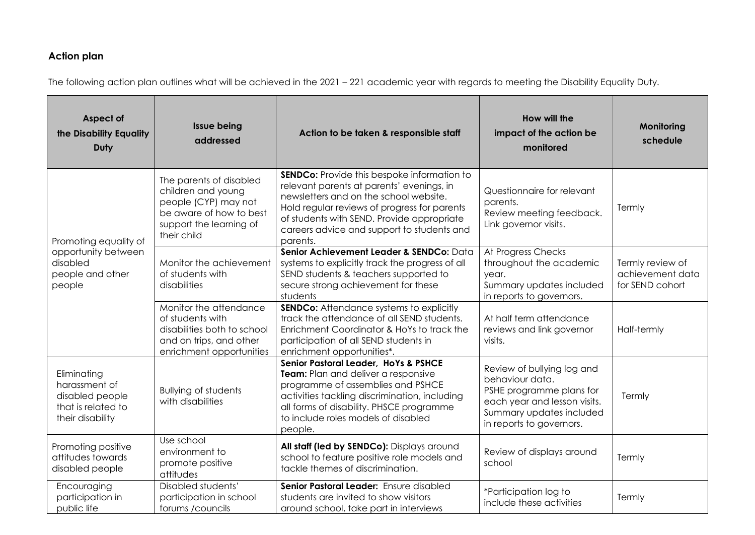## Action plan

The following action plan outlines what will be achieved in the 2021 – 221 academic year with regards to meeting the Disability Equality Duty.

| Aspect of the Disability Equality Duty | Issue being addressed | Action to be taken & responsible staff | How will the impact of the action be monitored | Monitoring schedule |
|---|---|---|---|---|
| Promoting equality of opportunity between disabled people and other people | The parents of disabled children and young people (CYP) may not be aware of how to best support the learning of their child | **SENDCo:** Provide this bespoke information to relevant parents at parents' evenings, in newsletters and on the school website. Hold regular reviews of progress for parents of students with SEND. Provide appropriate careers advice and support to students and parents. | Questionnaire for relevant parents. Review meeting feedback. Link governor visits. | Termly |
| | Monitor the achievement of students with disabilities | **Senior Achievement Leader & SENDCo:** Data systems to explicitly track the progress of all SEND students & teachers supported to secure strong achievement for these students | At Progress Checks throughout the academic year. Summary updates included in reports to governors. | Termly review of achievement data for SEND cohort |
| | Monitor the attendance of students with disabilities both to school and on trips, and other enrichment opportunities | **SENDCo:** Attendance systems to explicitly track the attendance of all SEND students. Enrichment Coordinator & HoYs to track the participation of all SEND students in enrichment opportunities*. | At half term attendance reviews and link governor visits. | Half-termly |
| Eliminating harassment of disabled people that is related to their disability | Bullying of students with disabilities | **Senior Pastoral Leader, HoYs & PSHCE Team:** Plan and deliver a responsive programme of assemblies and PSHCE activities tackling discrimination, including all forms of disability. PHSCE programme to include roles models of disabled people. | Review of bullying log and behaviour data. PSHE programme plans for each year and lesson visits. Summary updates included in reports to governors. | Termly |
| Promoting positive attitudes towards disabled people | Use school environment to promote positive attitudes | **All staff (led by SENDCo):** Displays around school to feature positive role models and tackle themes of discrimination. | Review of displays around school | Termly |
| Encouraging participation in public life | Disabled students' participation in school forums /councils | **Senior Pastoral Leader:** Ensure disabled students are invited to show visitors around school, take part in interviews | *Participation log to include these activities | Termly |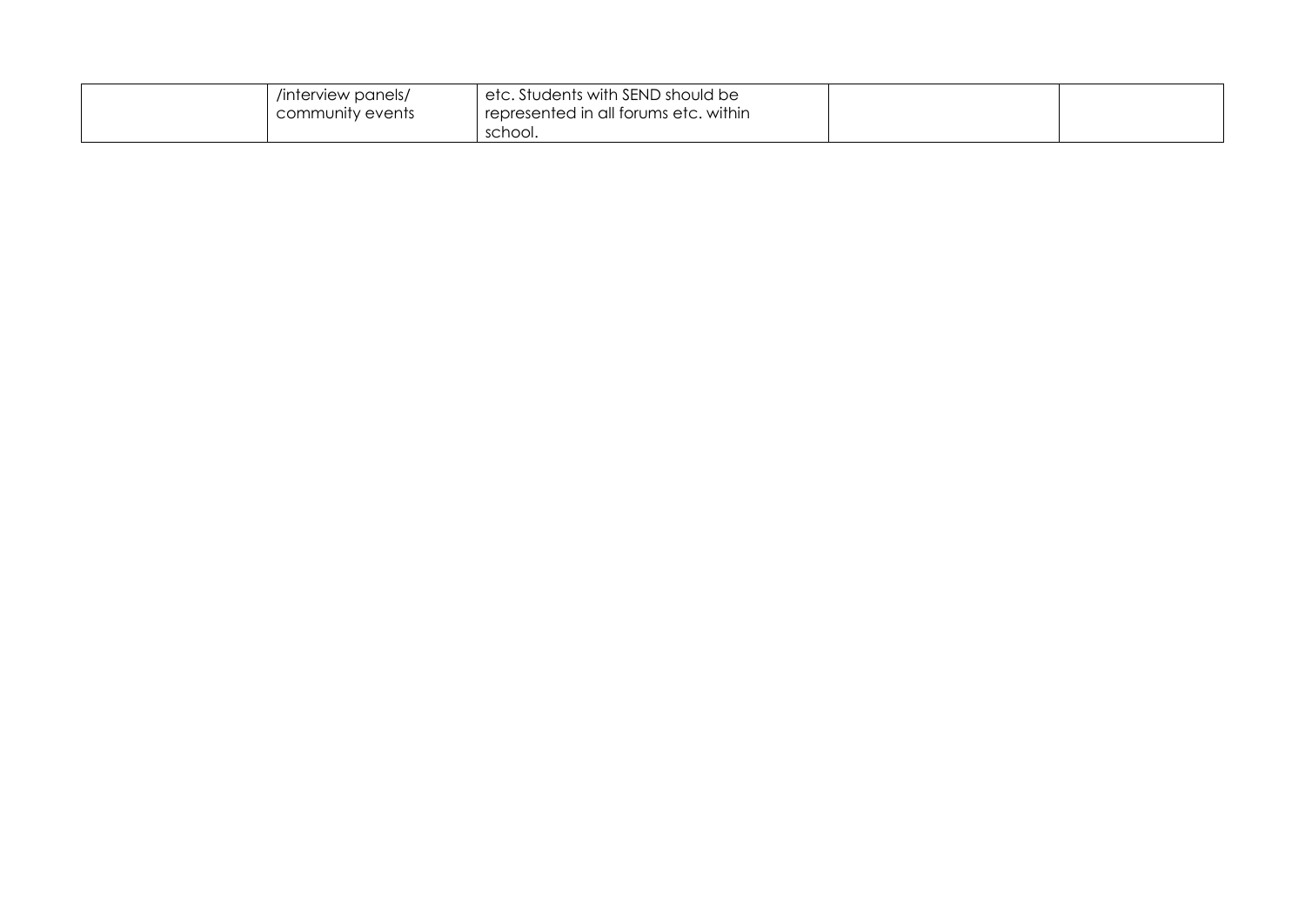|  | /interview panels/ community events | etc. Students with SEND should be represented in all forums etc. within school. |  |  |
|---|---|---|---|---|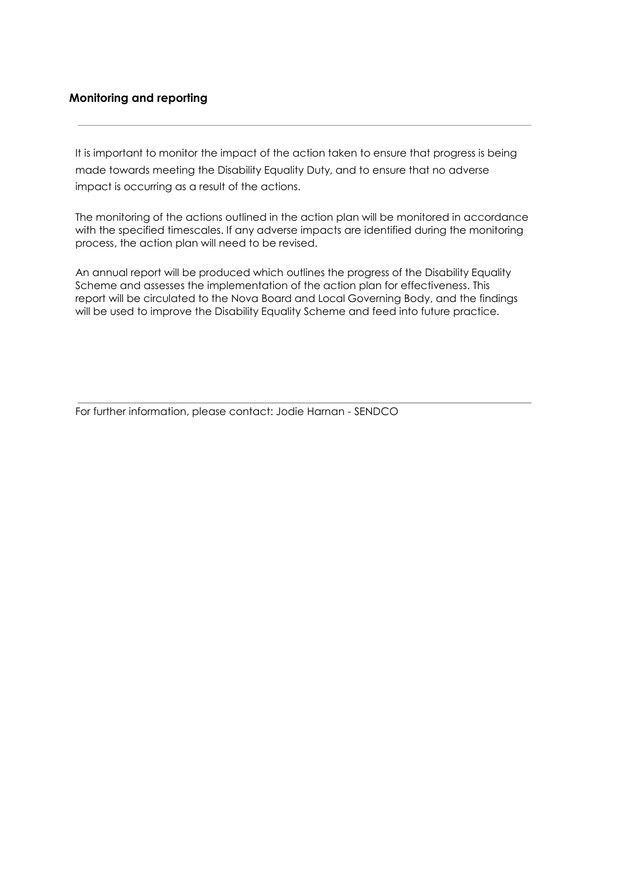## Monitoring and reporting

It is important to monitor the impact of the action taken to ensure that progress is being made towards meeting the Disability Equality Duty, and to ensure that no adverse impact is occurring as a result of the actions.

The monitoring of the actions outlined in the action plan will be monitored in accordance with the specified timescales. If any adverse impacts are identified during the monitoring process, the action plan will need to be revised.

An annual report will be produced which outlines the progress of the Disability Equality Scheme and assesses the implementation of the action plan for effectiveness. This report will be circulated to the Nova Board and Local Governing Body, and the findings will be used to improve the Disability Equality Scheme and feed into future practice.

For further information, please contact: Jodie Harnan - SENDCO